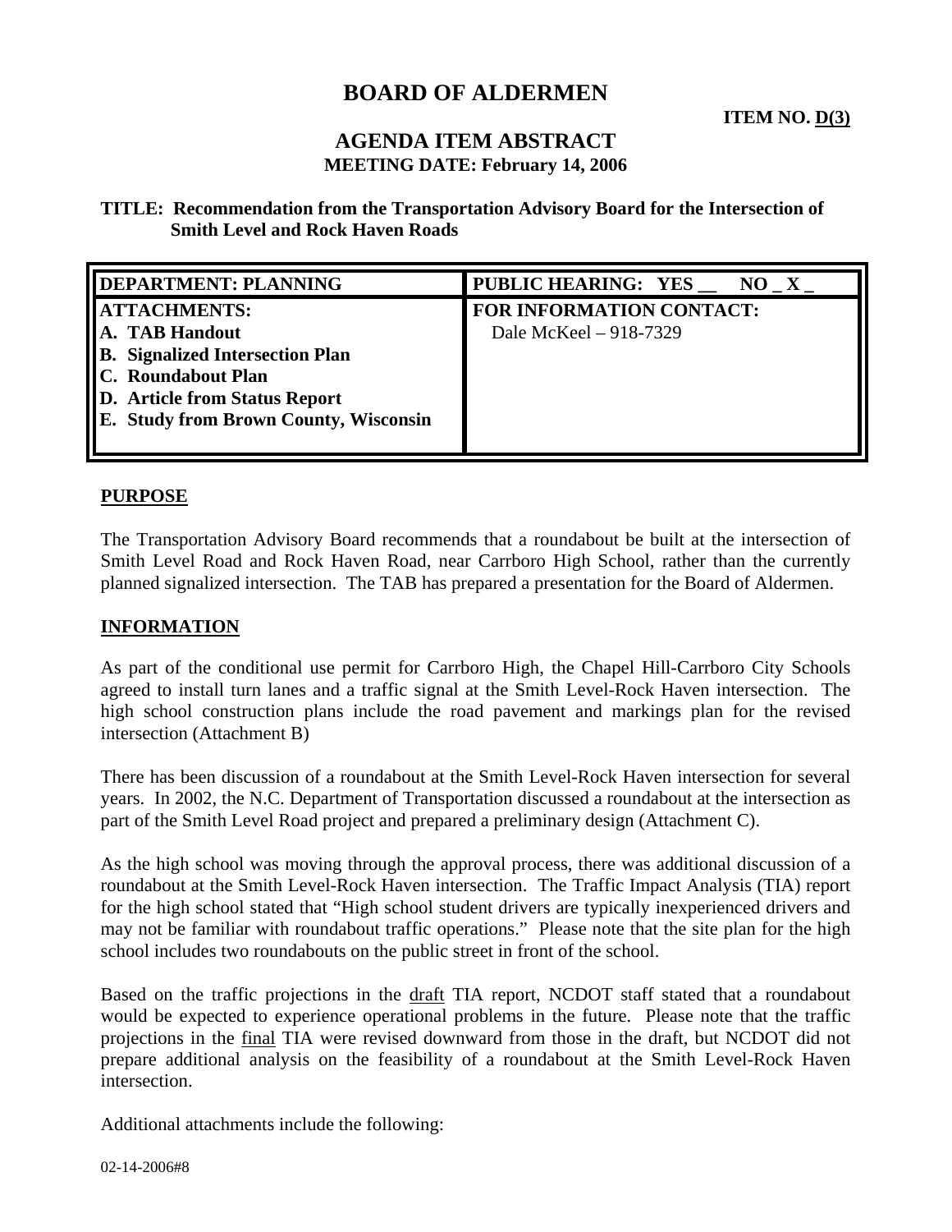# BOARD OF ALDERMEN

**ITEM NO. D(3)**

## AGENDA ITEM ABSTRACT

**MEETING DATE: February 14, 2006**

**TITLE: Recommendation from the Transportation Advisory Board for the Intersection of Smith Level and Rock Haven Roads**

| DEPARTMENT: PLANNING | PUBLIC HEARING: YES __ NO _ X _ |
|---|---|
| **ATTACHMENTS:**<br>**A. TAB Handout**<br>**B. Signalized Intersection Plan**<br>**C. Roundabout Plan**<br>**D. Article from Status Report**<br>**E. Study from Brown County, Wisconsin** | **FOR INFORMATION CONTACT:**<br>Dale McKeel – 918-7329 |

## PURPOSE

The Transportation Advisory Board recommends that a roundabout be built at the intersection of Smith Level Road and Rock Haven Road, near Carrboro High School, rather than the currently planned signalized intersection. The TAB has prepared a presentation for the Board of Aldermen.

## INFORMATION

As part of the conditional use permit for Carrboro High, the Chapel Hill-Carrboro City Schools agreed to install turn lanes and a traffic signal at the Smith Level-Rock Haven intersection. The high school construction plans include the road pavement and markings plan for the revised intersection (Attachment B)

There has been discussion of a roundabout at the Smith Level-Rock Haven intersection for several years. In 2002, the N.C. Department of Transportation discussed a roundabout at the intersection as part of the Smith Level Road project and prepared a preliminary design (Attachment C).

As the high school was moving through the approval process, there was additional discussion of a roundabout at the Smith Level-Rock Haven intersection. The Traffic Impact Analysis (TIA) report for the high school stated that "High school student drivers are typically inexperienced drivers and may not be familiar with roundabout traffic operations." Please note that the site plan for the high school includes two roundabouts on the public street in front of the school.

Based on the traffic projections in the draft TIA report, NCDOT staff stated that a roundabout would be expected to experience operational problems in the future. Please note that the traffic projections in the final TIA were revised downward from those in the draft, but NCDOT did not prepare additional analysis on the feasibility of a roundabout at the Smith Level-Rock Haven intersection.

Additional attachments include the following: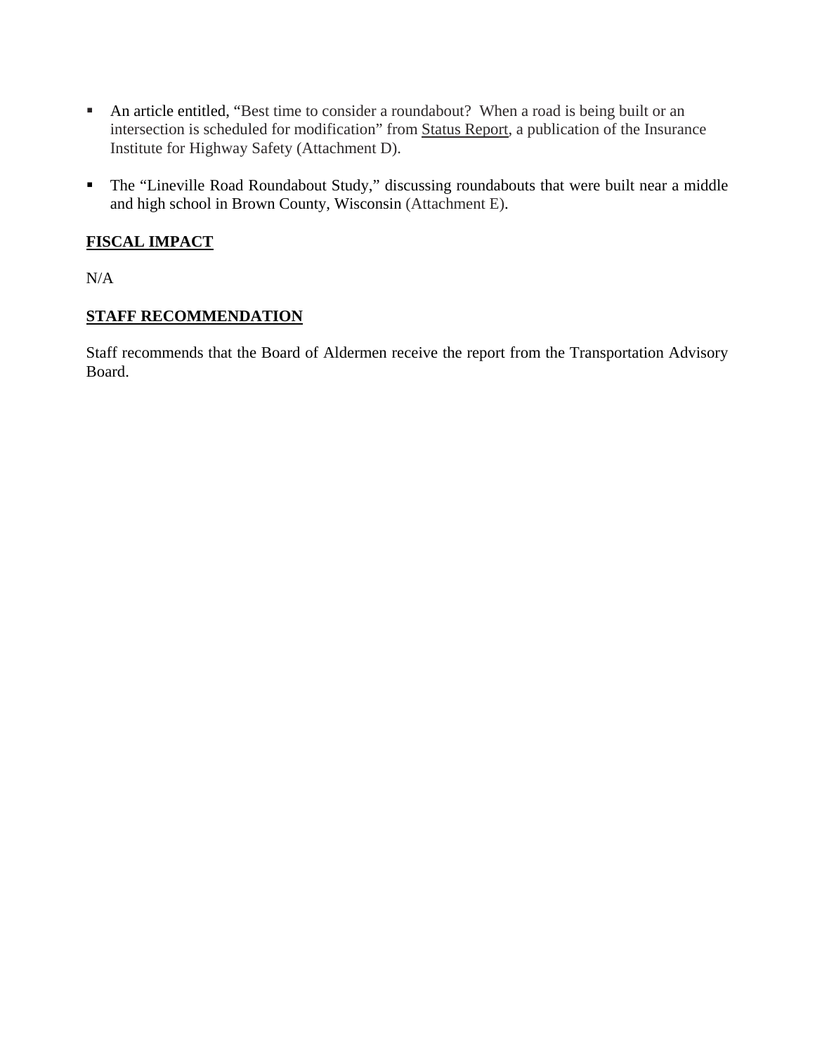- An article entitled, "Best time to consider a roundabout? When a road is being built or an intersection is scheduled for modification" from Status Report, a publication of the Insurance Institute for Highway Safety (Attachment D).

- The "Lineville Road Roundabout Study," discussing roundabouts that were built near a middle and high school in Brown County, Wisconsin (Attachment E).

## FISCAL IMPACT

N/A

## STAFF RECOMMENDATION

Staff recommends that the Board of Aldermen receive the report from the Transportation Advisory Board.